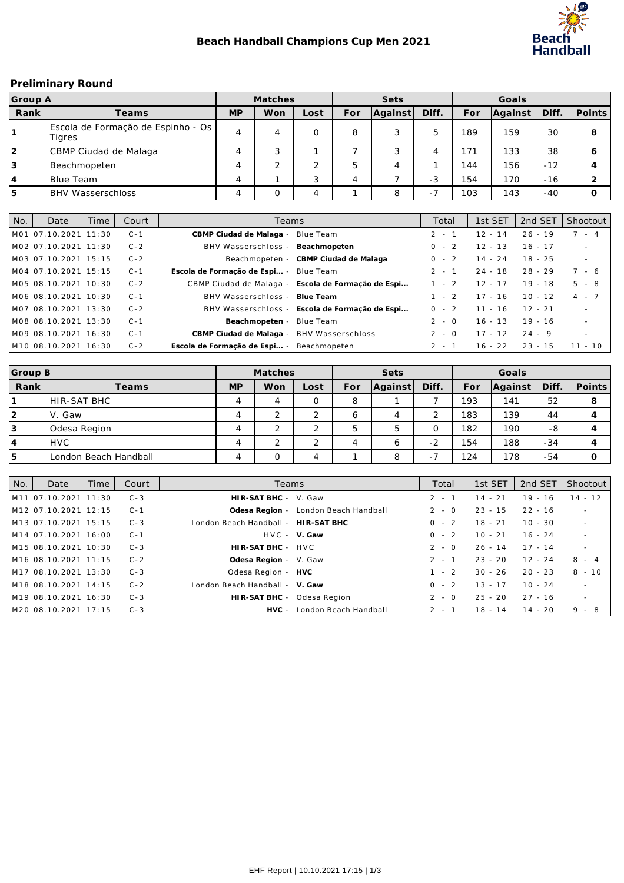# Beach Handball Champions Cup Men 2021

## Preliminary Round

| Group A | | Matches | | | Sets | | | Goals | | | |
|---|---|---|---|---|---|---|---|---|---|---|---|
| Rank | Teams | MP | Won | Lost | For | Against | Diff. | For | Against | Diff. | Points |
| 1 | Escola de Formação de Espinho - Os Tigres | 4 | 4 | 0 | 8 | 3 | 5 | 189 | 159 | 30 | 8 |
| 2 | CBMP Ciudad de Malaga | 4 | 3 | 1 | 7 | 3 | 4 | 171 | 133 | 38 | 6 |
| 3 | Beachmopeten | 4 | 2 | 2 | 5 | 4 | 1 | 144 | 156 | -12 | 4 |
| 4 | Blue Team | 4 | 1 | 3 | 4 | 7 | -3 | 154 | 170 | -16 | 2 |
| 5 | BHV Wasserschloss | 4 | 0 | 4 | 1 | 8 | -7 | 103 | 143 | -40 | 0 |

| No. | Date | Time | Court | Teams | Total | 1st SET | 2nd SET | Shootout |
|---|---|---|---|---|---|---|---|---|
| M01 | 07.10.2021 | 11:30 | C-1 | **CBMP Ciudad de Malaga** - Blue Team | 2 - 1 | 12 - 14 | 26 - 19 | 7 - 4 |
| M02 | 07.10.2021 | 11:30 | C-2 | BHV Wasserschloss - **Beachmopeten** | 0 - 2 | 12 - 13 | 16 - 17 | - |
| M03 | 07.10.2021 | 15:15 | C-2 | Beachmopeten - **CBMP Ciudad de Malaga** | 0 - 2 | 14 - 24 | 18 - 25 | - |
| M04 | 07.10.2021 | 15:15 | C-1 | **Escola de Formação de Espi...** - Blue Team | 2 - 1 | 24 - 18 | 28 - 29 | 7 - 6 |
| M05 | 08.10.2021 | 10:30 | C-2 | CBMP Ciudad de Malaga - **Escola de Formação de Espi...** | 1 - 2 | 12 - 17 | 19 - 18 | 5 - 8 |
| M06 | 08.10.2021 | 10:30 | C-1 | BHV Wasserschloss - **Blue Team** | 1 - 2 | 17 - 16 | 10 - 12 | 4 - 7 |
| M07 | 08.10.2021 | 13:30 | C-2 | BHV Wasserschloss - **Escola de Formação de Espi...** | 0 - 2 | 11 - 16 | 12 - 21 | - |
| M08 | 08.10.2021 | 13:30 | C-1 | **Beachmopeten** - Blue Team | 2 - 0 | 16 - 13 | 19 - 16 | - |
| M09 | 08.10.2021 | 16:30 | C-1 | **CBMP Ciudad de Malaga** - BHV Wasserschloss | 2 - 0 | 17 - 12 | 24 - 9 | - |
| M10 | 08.10.2021 | 16:30 | C-2 | **Escola de Formação de Espi...** - Beachmopeten | 2 - 1 | 16 - 22 | 23 - 15 | 11 - 10 |

| Group B | | Matches | | | Sets | | | Goals | | | |
|---|---|---|---|---|---|---|---|---|---|---|---|
| Rank | Teams | MP | Won | Lost | For | Against | Diff. | For | Against | Diff. | Points |
| 1 | HIR-SAT BHC | 4 | 4 | 0 | 8 | 1 | 7 | 193 | 141 | 52 | 8 |
| 2 | V. Gaw | 4 | 2 | 2 | 6 | 4 | 2 | 183 | 139 | 44 | 4 |
| 3 | Odesa Region | 4 | 2 | 2 | 5 | 5 | 0 | 182 | 190 | -8 | 4 |
| 4 | HVC | 4 | 2 | 2 | 4 | 6 | -2 | 154 | 188 | -34 | 4 |
| 5 | London Beach Handball | 4 | 0 | 4 | 1 | 8 | -7 | 124 | 178 | -54 | 0 |

| No. | Date | Time | Court | Teams | Total | 1st SET | 2nd SET | Shootout |
|---|---|---|---|---|---|---|---|---|
| M11 | 07.10.2021 | 11:30 | C-3 | **HIR-SAT BHC** - V. Gaw | 2 - 1 | 14 - 21 | 19 - 16 | 14 - 12 |
| M12 | 07.10.2021 | 12:15 | C-1 | **Odesa Region** - London Beach Handball | 2 - 0 | 23 - 15 | 22 - 16 | - |
| M13 | 07.10.2021 | 15:15 | C-3 | London Beach Handball - **HIR-SAT BHC** | 0 - 2 | 18 - 21 | 10 - 30 | - |
| M14 | 07.10.2021 | 16:00 | C-1 | HVC - **V. Gaw** | 0 - 2 | 10 - 21 | 16 - 24 | - |
| M15 | 08.10.2021 | 10:30 | C-3 | **HIR-SAT BHC** - HVC | 2 - 0 | 26 - 14 | 17 - 14 | - |
| M16 | 08.10.2021 | 11:15 | C-2 | **Odesa Region** - V. Gaw | 2 - 1 | 23 - 20 | 12 - 24 | 8 - 4 |
| M17 | 08.10.2021 | 13:30 | C-3 | Odesa Region - **HVC** | 1 - 2 | 30 - 26 | 20 - 23 | 8 - 10 |
| M18 | 08.10.2021 | 14:15 | C-2 | London Beach Handball - **V. Gaw** | 0 - 2 | 13 - 17 | 10 - 24 | - |
| M19 | 08.10.2021 | 16:30 | C-3 | **HIR-SAT BHC** - Odesa Region | 2 - 0 | 25 - 20 | 27 - 16 | - |
| M20 | 08.10.2021 | 17:15 | C-3 | **HVC** - London Beach Handball | 2 - 1 | 18 - 14 | 14 - 20 | 9 - 8 |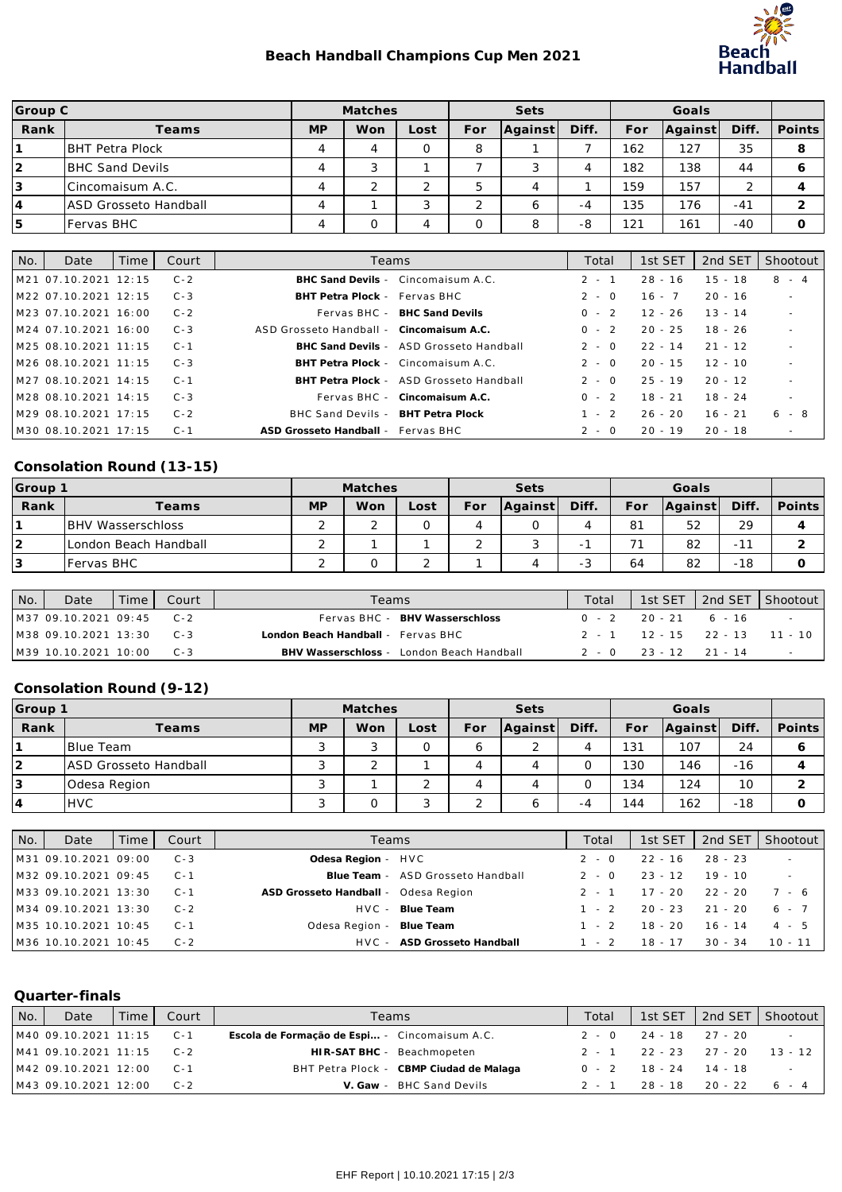# Beach Handball Champions Cup Men 2021

| Group C | | Matches | | | Sets | | | Goals | | | |
|---|---|---|---|---|---|---|---|---|---|---|---|
| Rank | Teams | MP | Won | Lost | For | Against | Diff. | For | Against | Diff. | Points |
| 1 | BHT Petra Plock | 4 | 4 | 0 | 8 | 1 | 7 | 162 | 127 | 35 | 8 |
| 2 | BHC Sand Devils | 4 | 3 | 1 | 7 | 3 | 4 | 182 | 138 | 44 | 6 |
| 3 | Cincomaisum A.C. | 4 | 2 | 2 | 5 | 4 | 1 | 159 | 157 | 2 | 4 |
| 4 | ASD Grosseto Handball | 4 | 1 | 3 | 2 | 6 | -4 | 135 | 176 | -41 | 2 |
| 5 | Fervas BHC | 4 | 0 | 4 | 0 | 8 | -8 | 121 | 161 | -40 | 0 |

| No. | Date | Time | Court | Teams | Total | 1st SET | 2nd SET | Shootout |
|---|---|---|---|---|---|---|---|---|
| M21 | 07.10.2021 | 12:15 | C-2 | **BHC Sand Devils** - Cincomaisum A.C. | 2 - 1 | 28 - 16 | 15 - 18 | 8 - 4 |
| M22 | 07.10.2021 | 12:15 | C-3 | **BHT Petra Plock** - Fervas BHC | 2 - 0 | 16 - 7 | 20 - 16 | - |
| M23 | 07.10.2021 | 16:00 | C-2 | Fervas BHC - **BHC Sand Devils** | 0 - 2 | 12 - 26 | 13 - 14 | - |
| M24 | 07.10.2021 | 16:00 | C-3 | ASD Grosseto Handball - **Cincomaisum A.C.** | 0 - 2 | 20 - 25 | 18 - 26 | - |
| M25 | 08.10.2021 | 11:15 | C-1 | **BHC Sand Devils** - ASD Grosseto Handball | 2 - 0 | 22 - 14 | 21 - 12 | - |
| M26 | 08.10.2021 | 11:15 | C-3 | **BHT Petra Plock** - Cincomaisum A.C. | 2 - 0 | 20 - 15 | 12 - 10 | - |
| M27 | 08.10.2021 | 14:15 | C-1 | **BHT Petra Plock** - ASD Grosseto Handball | 2 - 0 | 25 - 19 | 20 - 12 | - |
| M28 | 08.10.2021 | 14:15 | C-3 | Fervas BHC - **Cincomaisum A.C.** | 0 - 2 | 18 - 21 | 18 - 24 | - |
| M29 | 08.10.2021 | 17:15 | C-2 | BHC Sand Devils - **BHT Petra Plock** | 1 - 2 | 26 - 20 | 16 - 21 | 6 - 8 |
| M30 | 08.10.2021 | 17:15 | C-1 | **ASD Grosseto Handball** - Fervas BHC | 2 - 0 | 20 - 19 | 20 - 18 | - |

## Consolation Round (13-15)

| Group 1 | | Matches | | | Sets | | | Goals | | | |
|---|---|---|---|---|---|---|---|---|---|---|---|
| Rank | Teams | MP | Won | Lost | For | Against | Diff. | For | Against | Diff. | Points |
| 1 | BHV Wasserschloss | 2 | 2 | 0 | 4 | 0 | 4 | 81 | 52 | 29 | 4 |
| 2 | London Beach Handball | 2 | 1 | 1 | 2 | 3 | -1 | 71 | 82 | -11 | 2 |
| 3 | Fervas BHC | 2 | 0 | 2 | 1 | 4 | -3 | 64 | 82 | -18 | 0 |

| No. | Date | Time | Court | Teams | Total | 1st SET | 2nd SET | Shootout |
|---|---|---|---|---|---|---|---|---|
| M37 | 09.10.2021 | 09:45 | C-2 | Fervas BHC - **BHV Wasserschloss** | 0 - 2 | 20 - 21 | 6 - 16 | - |
| M38 | 09.10.2021 | 13:30 | C-3 | **London Beach Handball** - Fervas BHC | 2 - 1 | 12 - 15 | 22 - 13 | 11 - 10 |
| M39 | 10.10.2021 | 10:00 | C-3 | **BHV Wasserschloss** - London Beach Handball | 2 - 0 | 23 - 12 | 21 - 14 | - |

## Consolation Round (9-12)

| Group 1 | | Matches | | | Sets | | | Goals | | | |
|---|---|---|---|---|---|---|---|---|---|---|---|
| Rank | Teams | MP | Won | Lost | For | Against | Diff. | For | Against | Diff. | Points |
| 1 | Blue Team | 3 | 3 | 0 | 6 | 2 | 4 | 131 | 107 | 24 | 6 |
| 2 | ASD Grosseto Handball | 3 | 2 | 1 | 4 | 4 | 0 | 130 | 146 | -16 | 4 |
| 3 | Odesa Region | 3 | 1 | 2 | 4 | 4 | 0 | 134 | 124 | 10 | 2 |
| 4 | HVC | 3 | 0 | 3 | 2 | 6 | -4 | 144 | 162 | -18 | 0 |

| No. | Date | Time | Court | Teams | Total | 1st SET | 2nd SET | Shootout |
|---|---|---|---|---|---|---|---|---|
| M31 | 09.10.2021 | 09:00 | C-3 | **Odesa Region** - HVC | 2 - 0 | 22 - 16 | 28 - 23 | - |
| M32 | 09.10.2021 | 09:45 | C-1 | **Blue Team** - ASD Grosseto Handball | 2 - 0 | 23 - 12 | 19 - 10 | - |
| M33 | 09.10.2021 | 13:30 | C-1 | **ASD Grosseto Handball** - Odesa Region | 2 - 1 | 17 - 20 | 22 - 20 | 7 - 6 |
| M34 | 09.10.2021 | 13:30 | C-2 | HVC - **Blue Team** | 1 - 2 | 20 - 23 | 21 - 20 | 6 - 7 |
| M35 | 10.10.2021 | 10:45 | C-1 | Odesa Region - **Blue Team** | 1 - 2 | 18 - 20 | 16 - 14 | 4 - 5 |
| M36 | 10.10.2021 | 10:45 | C-2 | HVC - **ASD Grosseto Handball** | 1 - 2 | 18 - 17 | 30 - 34 | 10 - 11 |

## Quarter-finals

| No. | Date | Time | Court | Teams | Total | 1st SET | 2nd SET | Shootout |
|---|---|---|---|---|---|---|---|---|
| M40 | 09.10.2021 | 11:15 | C-1 | **Escola de Formação de Espi...** - Cincomaisum A.C. | 2 - 0 | 24 - 18 | 27 - 20 | - |
| M41 | 09.10.2021 | 11:15 | C-2 | **HIR-SAT BHC** - Beachmopeten | 2 - 1 | 22 - 23 | 27 - 20 | 13 - 12 |
| M42 | 09.10.2021 | 12:00 | C-1 | BHT Petra Plock - **CBMP Ciudad de Malaga** | 0 - 2 | 18 - 24 | 14 - 18 | - |
| M43 | 09.10.2021 | 12:00 | C-2 | **V. Gaw** - BHC Sand Devils | 2 - 1 | 28 - 18 | 20 - 22 | 6 - 4 |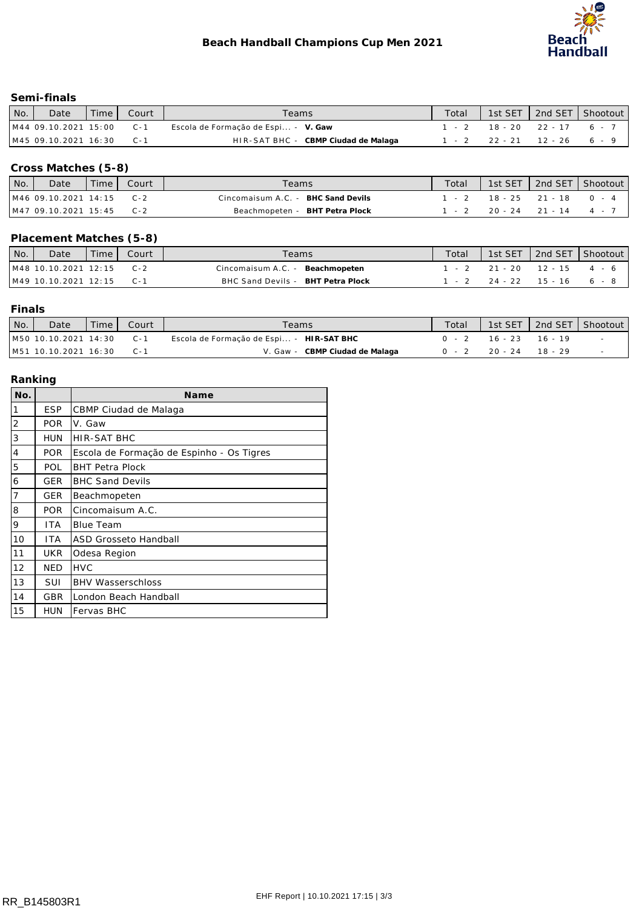# Beach Handball Champions Cup Men 2021

## Semi-finals

| No. | Date | Time | Court | Teams | Total | 1st SET | 2nd SET | Shootout |
|---|---|---|---|---|---|---|---|---|
| M44 | 09.10.2021 | 15:00 | C-1 | Escola de Formação de Espi... - **V. Gaw** | 1 - 2 | 18 - 20 | 22 - 17 | 6 - 7 |
| M45 | 09.10.2021 | 16:30 | C-1 | HIR-SAT BHC - **CBMP Ciudad de Malaga** | 1 - 2 | 22 - 21 | 12 - 26 | 6 - 9 |

## Cross Matches (5-8)

| No. | Date | Time | Court | Teams | Total | 1st SET | 2nd SET | Shootout |
|---|---|---|---|---|---|---|---|---|
| M46 | 09.10.2021 | 14:15 | C-2 | Cincomaisum A.C. - **BHC Sand Devils** | 1 - 2 | 18 - 25 | 21 - 18 | 0 - 4 |
| M47 | 09.10.2021 | 15:45 | C-2 | Beachmopeten - **BHT Petra Plock** | 1 - 2 | 20 - 24 | 21 - 14 | 4 - 7 |

## Placement Matches (5-8)

| No. | Date | Time | Court | Teams | Total | 1st SET | 2nd SET | Shootout |
|---|---|---|---|---|---|---|---|---|
| M48 | 10.10.2021 | 12:15 | C-2 | Cincomaisum A.C. - **Beachmopeten** | 1 - 2 | 21 - 20 | 12 - 15 | 4 - 6 |
| M49 | 10.10.2021 | 12:15 | C-1 | BHC Sand Devils - **BHT Petra Plock** | 1 - 2 | 24 - 22 | 15 - 16 | 6 - 8 |

## Finals

| No. | Date | Time | Court | Teams | Total | 1st SET | 2nd SET | Shootout |
|---|---|---|---|---|---|---|---|---|
| M50 | 10.10.2021 | 14:30 | C-1 | Escola de Formação de Espi... - **HIR-SAT BHC** | 0 - 2 | 16 - 23 | 16 - 19 | - |
| M51 | 10.10.2021 | 16:30 | C-1 | V. Gaw - **CBMP Ciudad de Malaga** | 0 - 2 | 20 - 24 | 18 - 29 | - |

## Ranking

| No. | | Name |
|---|---|---|
| 1 | ESP | CBMP Ciudad de Malaga |
| 2 | POR | V. Gaw |
| 3 | HUN | HIR-SAT BHC |
| 4 | POR | Escola de Formação de Espinho - Os Tigres |
| 5 | POL | BHT Petra Plock |
| 6 | GER | BHC Sand Devils |
| 7 | GER | Beachmopeten |
| 8 | POR | Cincomaisum A.C. |
| 9 | ITA | Blue Team |
| 10 | ITA | ASD Grosseto Handball |
| 11 | UKR | Odesa Region |
| 12 | NED | HVC |
| 13 | SUI | BHV Wasserschloss |
| 14 | GBR | London Beach Handball |
| 15 | HUN | Fervas BHC |